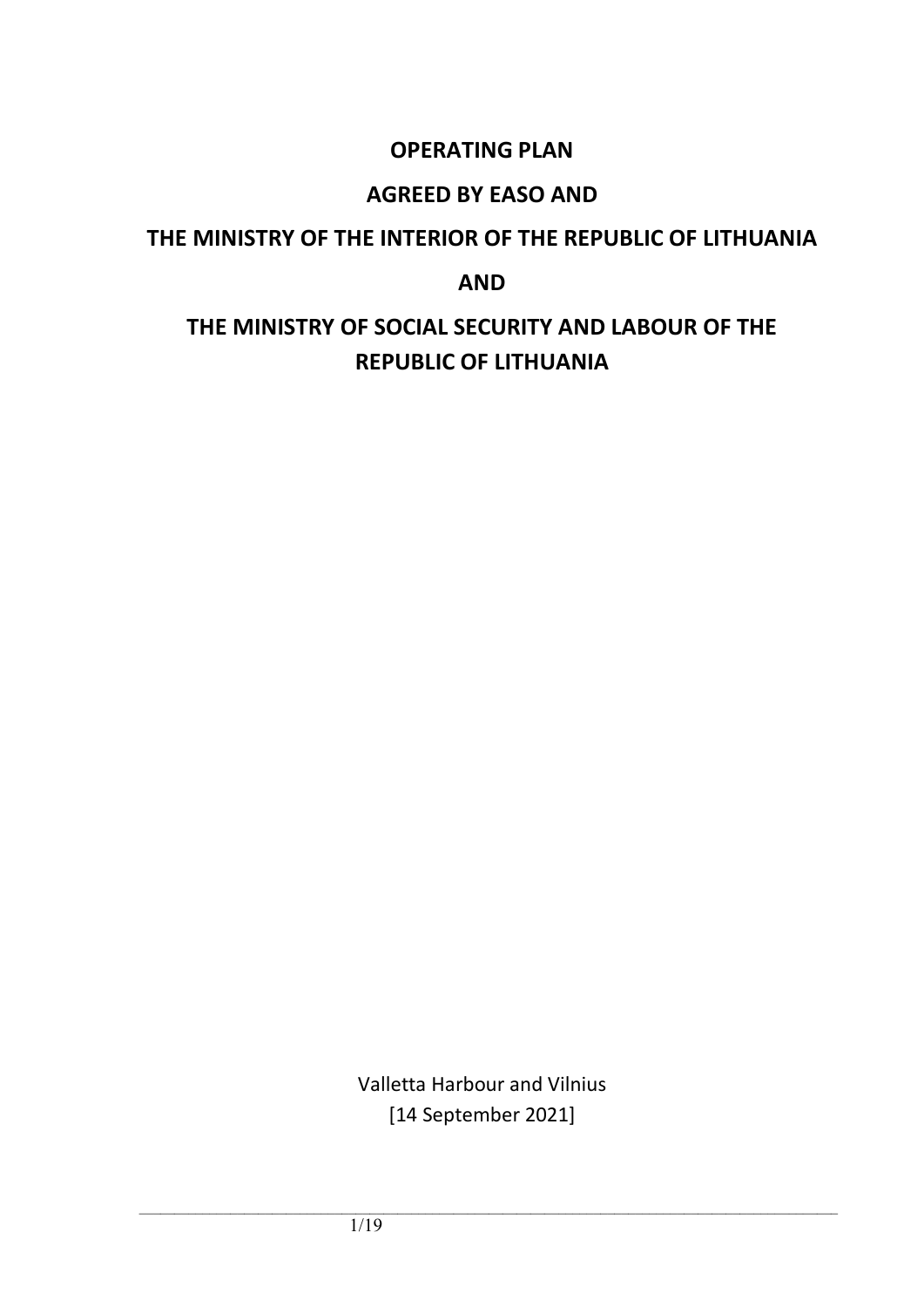# OPERATING PLAN

# AGREED BY EASO AND

# THE MINISTRY OF THE INTERIOR OF THE REPUBLIC OF LITHUANIA

# AND

# THE MINISTRY OF SOCIAL SECURITY AND LABOUR OF THE REPUBLIC OF LITHUANIA

Valletta Harbour and Vilnius

[14 September 2021]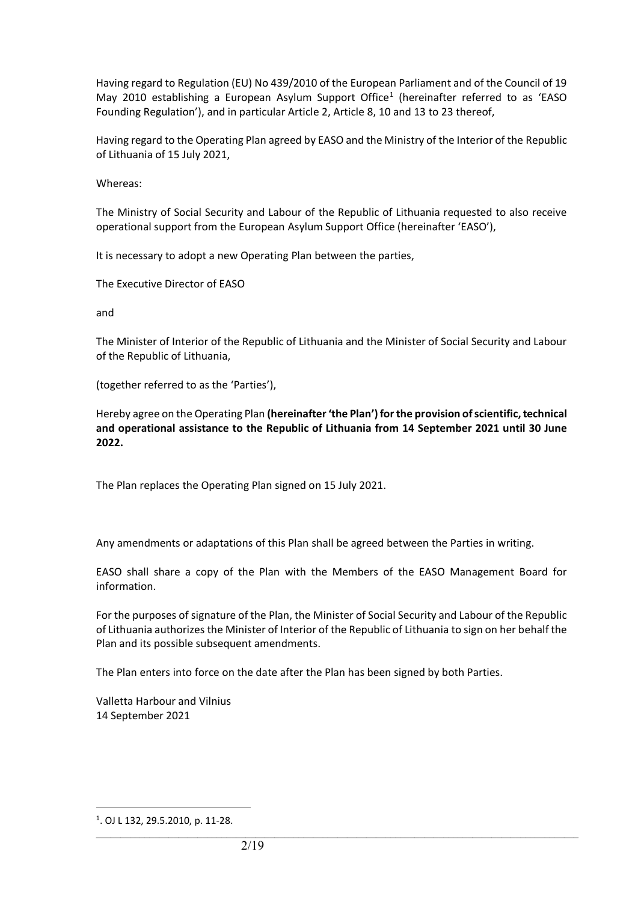Having regard to Regulation (EU) No 439/2010 of the European Parliament and of the Council of 19 May 2010 establishing a European Asylum Support Office[1] (hereinafter referred to as 'EASO Founding Regulation'), and in particular Article 2, Article 8, 10 and 13 to 23 thereof,

Having regard to the Operating Plan agreed by EASO and the Ministry of the Interior of the Republic of Lithuania of 15 July 2021,

Whereas:

The Ministry of Social Security and Labour of the Republic of Lithuania requested to also receive operational support from the European Asylum Support Office (hereinafter 'EASO'),

It is necessary to adopt a new Operating Plan between the parties,

The Executive Director of EASO

and

The Minister of Interior of the Republic of Lithuania and the Minister of Social Security and Labour of the Republic of Lithuania,

(together referred to as the 'Parties'),

Hereby agree on the Operating Plan **(hereinafter 'the Plan') for the provision of scientific, technical and operational assistance to the Republic of Lithuania from 14 September 2021 until 30 June 2022.**

The Plan replaces the Operating Plan signed on 15 July 2021.

Any amendments or adaptations of this Plan shall be agreed between the Parties in writing.

EASO shall share a copy of the Plan with the Members of the EASO Management Board for information.

For the purposes of signature of the Plan, the Minister of Social Security and Labour of the Republic of Lithuania authorizes the Minister of Interior of the Republic of Lithuania to sign on her behalf the Plan and its possible subsequent amendments.

The Plan enters into force on the date after the Plan has been signed by both Parties.

Valletta Harbour and Vilnius
14 September 2021

[1]. OJ L 132, 29.5.2010, p. 11-28.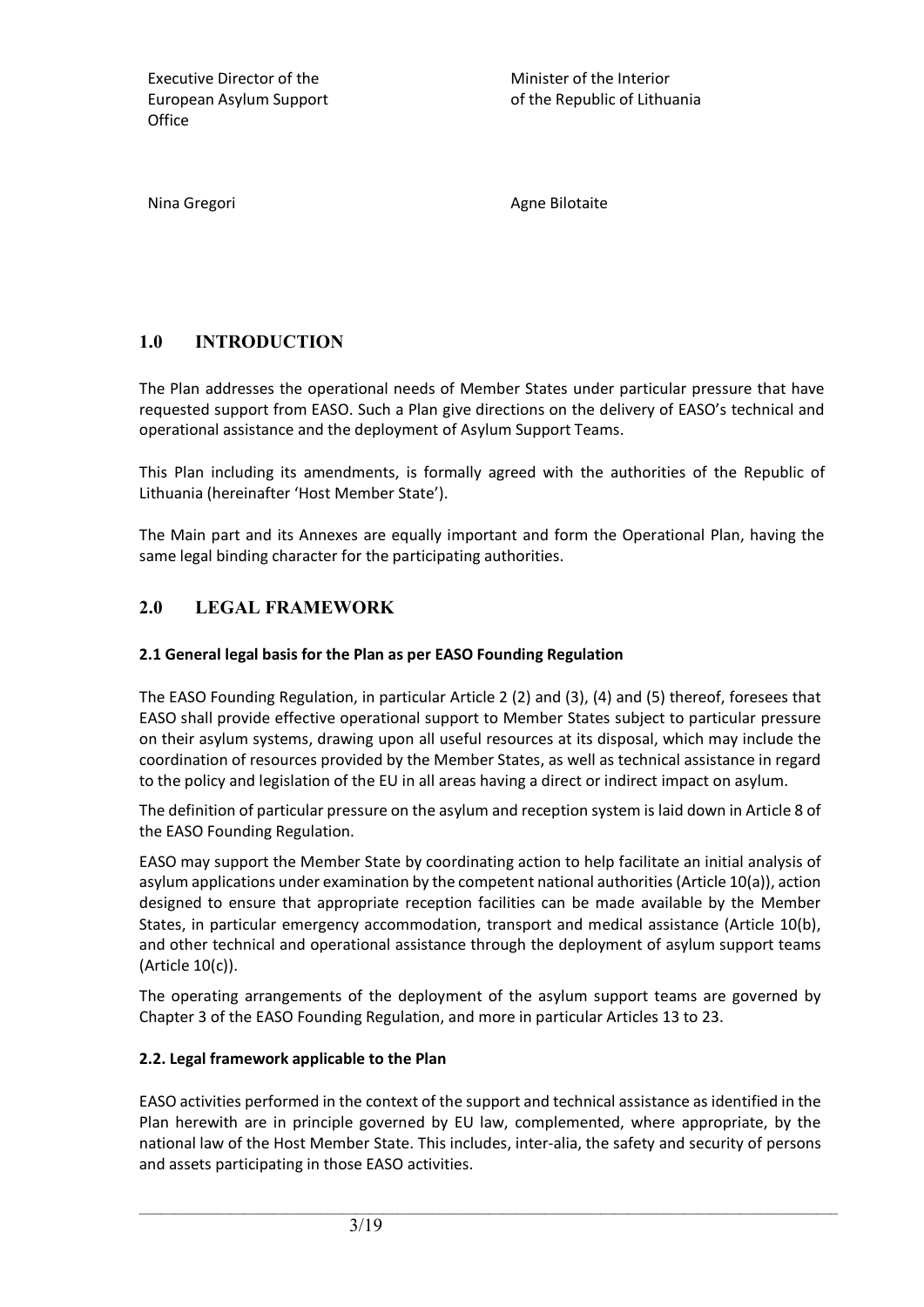| Executive Director of the European Asylum Support Office | Minister of the Interior of the Republic of Lithuania |
| --- | --- |
| Nina Gregori | Agne Bilotaite |

## 1.0 INTRODUCTION

The Plan addresses the operational needs of Member States under particular pressure that have requested support from EASO. Such a Plan give directions on the delivery of EASO's technical and operational assistance and the deployment of Asylum Support Teams.

This Plan including its amendments, is formally agreed with the authorities of the Republic of Lithuania (hereinafter 'Host Member State').

The Main part and its Annexes are equally important and form the Operational Plan, having the same legal binding character for the participating authorities.

## 2.0 LEGAL FRAMEWORK

### 2.1 General legal basis for the Plan as per EASO Founding Regulation

The EASO Founding Regulation, in particular Article 2 (2) and (3), (4) and (5) thereof, foresees that EASO shall provide effective operational support to Member States subject to particular pressure on their asylum systems, drawing upon all useful resources at its disposal, which may include the coordination of resources provided by the Member States, as well as technical assistance in regard to the policy and legislation of the EU in all areas having a direct or indirect impact on asylum.

The definition of particular pressure on the asylum and reception system is laid down in Article 8 of the EASO Founding Regulation.

EASO may support the Member State by coordinating action to help facilitate an initial analysis of asylum applications under examination by the competent national authorities (Article 10(a)), action designed to ensure that appropriate reception facilities can be made available by the Member States, in particular emergency accommodation, transport and medical assistance (Article 10(b), and other technical and operational assistance through the deployment of asylum support teams (Article 10(c)).

The operating arrangements of the deployment of the asylum support teams are governed by Chapter 3 of the EASO Founding Regulation, and more in particular Articles 13 to 23.

### 2.2. Legal framework applicable to the Plan

EASO activities performed in the context of the support and technical assistance as identified in the Plan herewith are in principle governed by EU law, complemented, where appropriate, by the national law of the Host Member State. This includes, inter-alia, the safety and security of persons and assets participating in those EASO activities.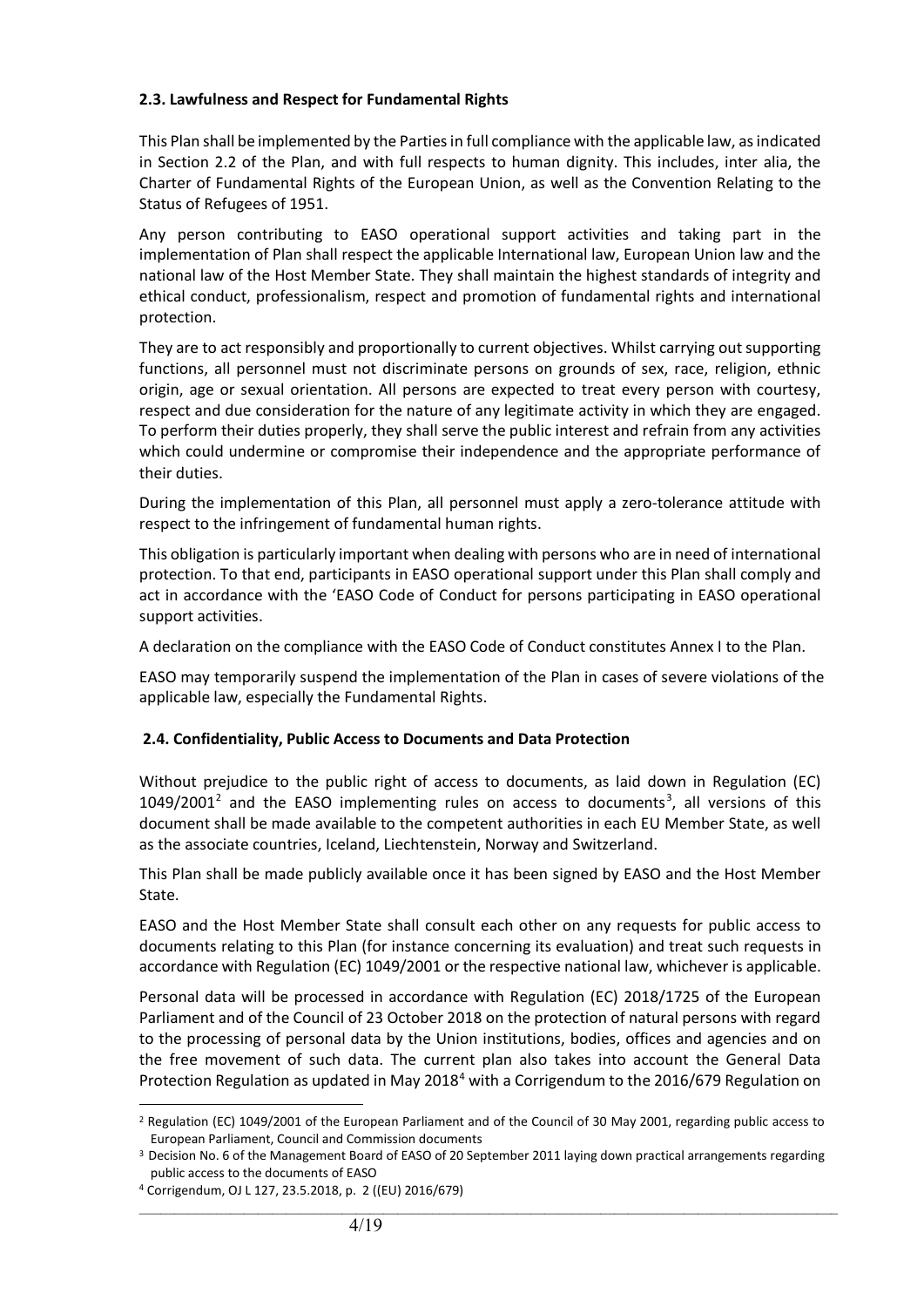### 2.3. Lawfulness and Respect for Fundamental Rights

This Plan shall be implemented by the Parties in full compliance with the applicable law, as indicated in Section 2.2 of the Plan, and with full respects to human dignity. This includes, inter alia, the Charter of Fundamental Rights of the European Union, as well as the Convention Relating to the Status of Refugees of 1951.

Any person contributing to EASO operational support activities and taking part in the implementation of Plan shall respect the applicable International law, European Union law and the national law of the Host Member State. They shall maintain the highest standards of integrity and ethical conduct, professionalism, respect and promotion of fundamental rights and international protection.

They are to act responsibly and proportionally to current objectives. Whilst carrying out supporting functions, all personnel must not discriminate persons on grounds of sex, race, religion, ethnic origin, age or sexual orientation. All persons are expected to treat every person with courtesy, respect and due consideration for the nature of any legitimate activity in which they are engaged. To perform their duties properly, they shall serve the public interest and refrain from any activities which could undermine or compromise their independence and the appropriate performance of their duties.

During the implementation of this Plan, all personnel must apply a zero-tolerance attitude with respect to the infringement of fundamental human rights.

This obligation is particularly important when dealing with persons who are in need of international protection. To that end, participants in EASO operational support under this Plan shall comply and act in accordance with the 'EASO Code of Conduct for persons participating in EASO operational support activities.

A declaration on the compliance with the EASO Code of Conduct constitutes Annex I to the Plan.

EASO may temporarily suspend the implementation of the Plan in cases of severe violations of the applicable law, especially the Fundamental Rights.

### 2.4. Confidentiality, Public Access to Documents and Data Protection

Without prejudice to the public right of access to documents, as laid down in Regulation (EC) 1049/2001[2] and the EASO implementing rules on access to documents[3], all versions of this document shall be made available to the competent authorities in each EU Member State, as well as the associate countries, Iceland, Liechtenstein, Norway and Switzerland.

This Plan shall be made publicly available once it has been signed by EASO and the Host Member State.

EASO and the Host Member State shall consult each other on any requests for public access to documents relating to this Plan (for instance concerning its evaluation) and treat such requests in accordance with Regulation (EC) 1049/2001 or the respective national law, whichever is applicable.

Personal data will be processed in accordance with Regulation (EC) 2018/1725 of the European Parliament and of the Council of 23 October 2018 on the protection of natural persons with regard to the processing of personal data by the Union institutions, bodies, offices and agencies and on the free movement of such data. The current plan also takes into account the General Data Protection Regulation as updated in May 2018[4] with a Corrigendum to the 2016/679 Regulation on

---

[2] Regulation (EC) 1049/2001 of the European Parliament and of the Council of 30 May 2001, regarding public access to European Parliament, Council and Commission documents

[3] Decision No. 6 of the Management Board of EASO of 20 September 2011 laying down practical arrangements regarding public access to the documents of EASO

[4] Corrigendum, OJ L 127, 23.5.2018, p. 2 ((EU) 2016/679)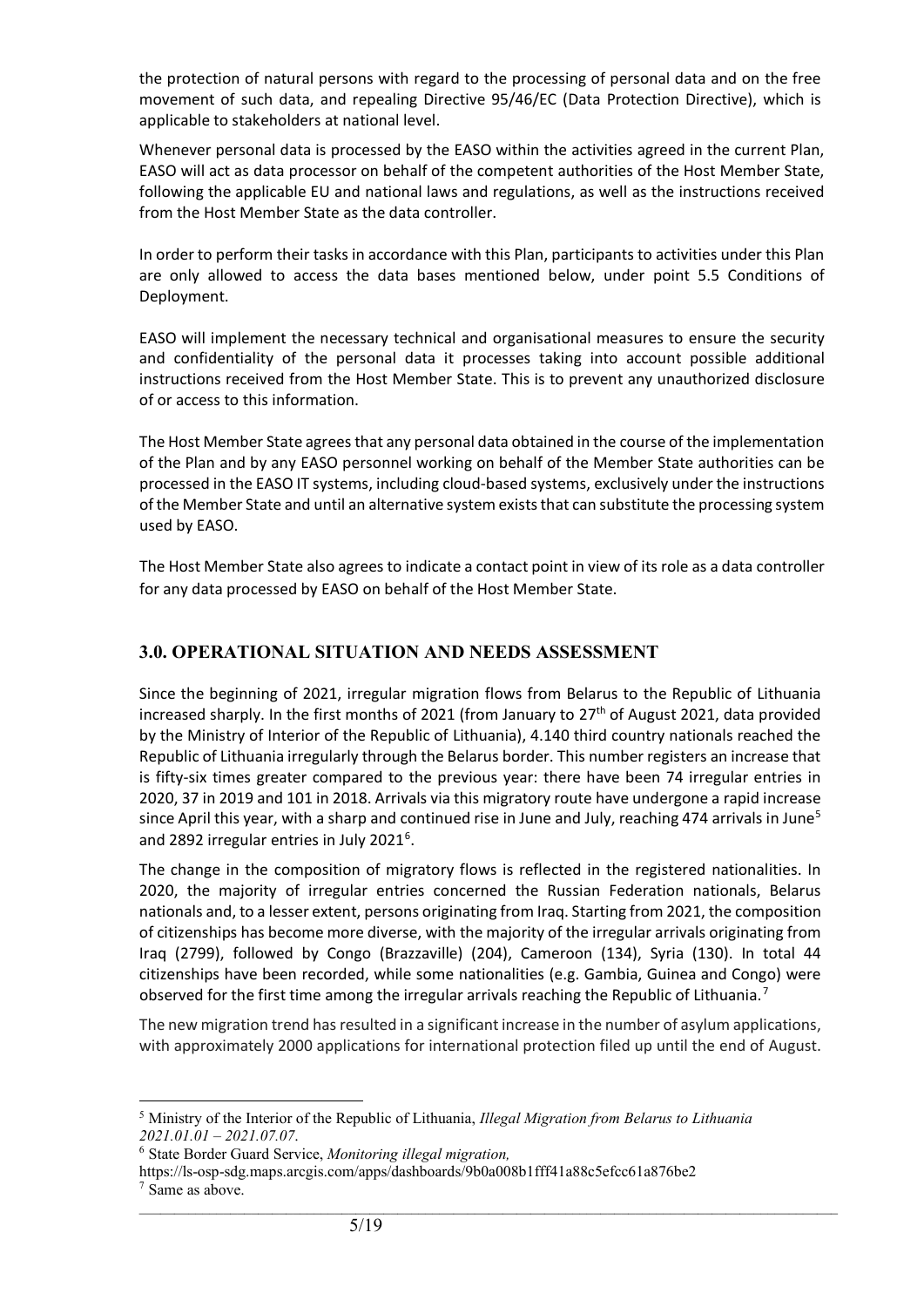the protection of natural persons with regard to the processing of personal data and on the free movement of such data, and repealing Directive 95/46/EC (Data Protection Directive), which is applicable to stakeholders at national level.

Whenever personal data is processed by the EASO within the activities agreed in the current Plan, EASO will act as data processor on behalf of the competent authorities of the Host Member State, following the applicable EU and national laws and regulations, as well as the instructions received from the Host Member State as the data controller.

In order to perform their tasks in accordance with this Plan, participants to activities under this Plan are only allowed to access the data bases mentioned below, under point 5.5 Conditions of Deployment.

EASO will implement the necessary technical and organisational measures to ensure the security and confidentiality of the personal data it processes taking into account possible additional instructions received from the Host Member State. This is to prevent any unauthorized disclosure of or access to this information.

The Host Member State agrees that any personal data obtained in the course of the implementation of the Plan and by any EASO personnel working on behalf of the Member State authorities can be processed in the EASO IT systems, including cloud-based systems, exclusively under the instructions of the Member State and until an alternative system exists that can substitute the processing system used by EASO.

The Host Member State also agrees to indicate a contact point in view of its role as a data controller for any data processed by EASO on behalf of the Host Member State.

## 3.0. OPERATIONAL SITUATION AND NEEDS ASSESSMENT

Since the beginning of 2021, irregular migration flows from Belarus to the Republic of Lithuania increased sharply. In the first months of 2021 (from January to 27th of August 2021, data provided by the Ministry of Interior of the Republic of Lithuania), 4.140 third country nationals reached the Republic of Lithuania irregularly through the Belarus border. This number registers an increase that is fifty-six times greater compared to the previous year: there have been 74 irregular entries in 2020, 37 in 2019 and 101 in 2018. Arrivals via this migratory route have undergone a rapid increase since April this year, with a sharp and continued rise in June and July, reaching 474 arrivals in June[5] and 2892 irregular entries in July 2021[6].

The change in the composition of migratory flows is reflected in the registered nationalities. In 2020, the majority of irregular entries concerned the Russian Federation nationals, Belarus nationals and, to a lesser extent, persons originating from Iraq. Starting from 2021, the composition of citizenships has become more diverse, with the majority of the irregular arrivals originating from Iraq (2799), followed by Congo (Brazzaville) (204), Cameroon (134), Syria (130). In total 44 citizenships have been recorded, while some nationalities (e.g. Gambia, Guinea and Congo) were observed for the first time among the irregular arrivals reaching the Republic of Lithuania.[7]

The new migration trend has resulted in a significant increase in the number of asylum applications, with approximately 2000 applications for international protection filed up until the end of August.

---

[5] Ministry of the Interior of the Republic of Lithuania, *Illegal Migration from Belarus to Lithuania 2021.01.01 – 2021.07.07*.

[6] State Border Guard Service, *Monitoring illegal migration,* https://ls-osp-sdg.maps.arcgis.com/apps/dashboards/9b0a008b1fff41a88c5efcc61a876be2

[7] Same as above.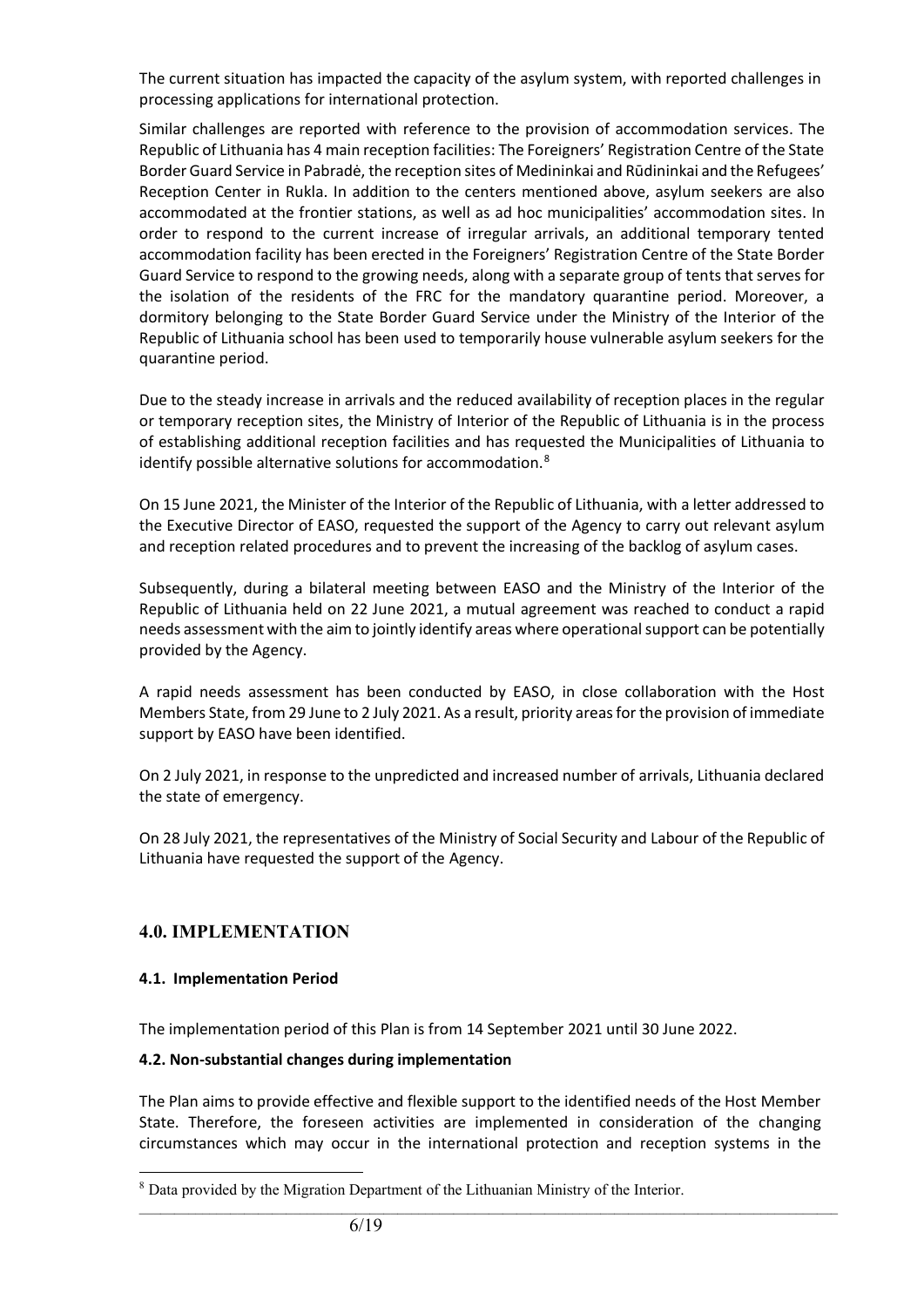The current situation has impacted the capacity of the asylum system, with reported challenges in processing applications for international protection.

Similar challenges are reported with reference to the provision of accommodation services. The Republic of Lithuania has 4 main reception facilities: The Foreigners' Registration Centre of the State Border Guard Service in Pabradė, the reception sites of Medininkai and Rūdininkai and the Refugees' Reception Center in Rukla. In addition to the centers mentioned above, asylum seekers are also accommodated at the frontier stations, as well as ad hoc municipalities' accommodation sites. In order to respond to the current increase of irregular arrivals, an additional temporary tented accommodation facility has been erected in the Foreigners' Registration Centre of the State Border Guard Service to respond to the growing needs, along with a separate group of tents that serves for the isolation of the residents of the FRC for the mandatory quarantine period. Moreover, a dormitory belonging to the State Border Guard Service under the Ministry of the Interior of the Republic of Lithuania school has been used to temporarily house vulnerable asylum seekers for the quarantine period.

Due to the steady increase in arrivals and the reduced availability of reception places in the regular or temporary reception sites, the Ministry of Interior of the Republic of Lithuania is in the process of establishing additional reception facilities and has requested the Municipalities of Lithuania to identify possible alternative solutions for accommodation.[8]

On 15 June 2021, the Minister of the Interior of the Republic of Lithuania, with a letter addressed to the Executive Director of EASO, requested the support of the Agency to carry out relevant asylum and reception related procedures and to prevent the increasing of the backlog of asylum cases.

Subsequently, during a bilateral meeting between EASO and the Ministry of the Interior of the Republic of Lithuania held on 22 June 2021, a mutual agreement was reached to conduct a rapid needs assessment with the aim to jointly identify areas where operational support can be potentially provided by the Agency.

A rapid needs assessment has been conducted by EASO, in close collaboration with the Host Members State, from 29 June to 2 July 2021. As a result, priority areas for the provision of immediate support by EASO have been identified.

On 2 July 2021, in response to the unpredicted and increased number of arrivals, Lithuania declared the state of emergency.

On 28 July 2021, the representatives of the Ministry of Social Security and Labour of the Republic of Lithuania have requested the support of the Agency.

## 4.0. IMPLEMENTATION

### 4.1. Implementation Period

The implementation period of this Plan is from 14 September 2021 until 30 June 2022.

### 4.2. Non-substantial changes during implementation

The Plan aims to provide effective and flexible support to the identified needs of the Host Member State. Therefore, the foreseen activities are implemented in consideration of the changing circumstances which may occur in the international protection and reception systems in the

[8] Data provided by the Migration Department of the Lithuanian Ministry of the Interior.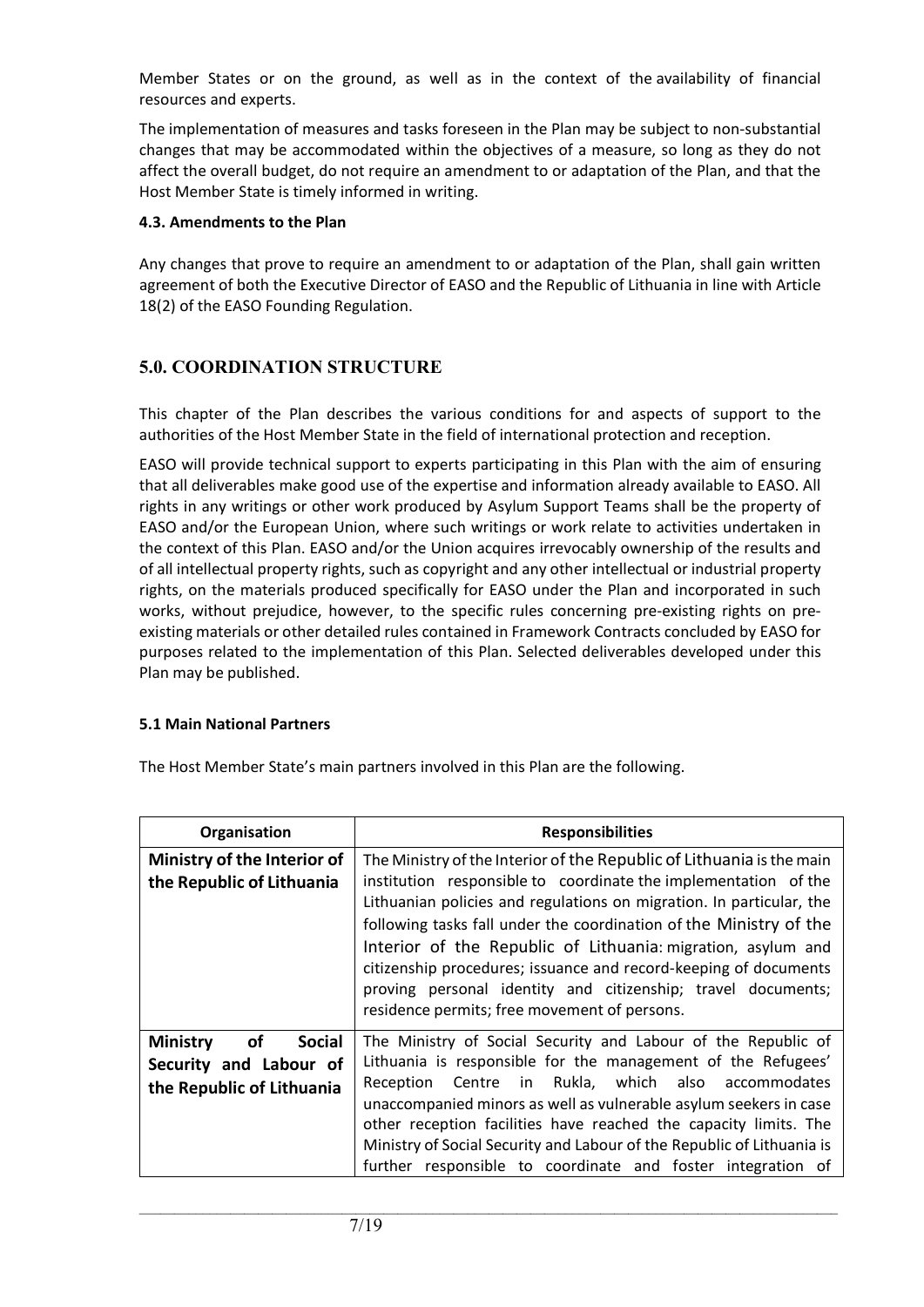Member States or on the ground, as well as in the context of the availability of financial resources and experts.

The implementation of measures and tasks foreseen in the Plan may be subject to non-substantial changes that may be accommodated within the objectives of a measure, so long as they do not affect the overall budget, do not require an amendment to or adaptation of the Plan, and that the Host Member State is timely informed in writing.

#### 4.3. Amendments to the Plan

Any changes that prove to require an amendment to or adaptation of the Plan, shall gain written agreement of both the Executive Director of EASO and the Republic of Lithuania in line with Article 18(2) of the EASO Founding Regulation.

## 5.0. COORDINATION STRUCTURE

This chapter of the Plan describes the various conditions for and aspects of support to the authorities of the Host Member State in the field of international protection and reception.

EASO will provide technical support to experts participating in this Plan with the aim of ensuring that all deliverables make good use of the expertise and information already available to EASO. All rights in any writings or other work produced by Asylum Support Teams shall be the property of EASO and/or the European Union, where such writings or work relate to activities undertaken in the context of this Plan. EASO and/or the Union acquires irrevocably ownership of the results and of all intellectual property rights, such as copyright and any other intellectual or industrial property rights, on the materials produced specifically for EASO under the Plan and incorporated in such works, without prejudice, however, to the specific rules concerning pre-existing rights on pre-existing materials or other detailed rules contained in Framework Contracts concluded by EASO for purposes related to the implementation of this Plan. Selected deliverables developed under this Plan may be published.

#### 5.1 Main National Partners

The Host Member State's main partners involved in this Plan are the following.

| Organisation | Responsibilities |
|---|---|
| **Ministry of the Interior of the Republic of Lithuania** | The Ministry of the Interior of the Republic of Lithuania is the main institution responsible to coordinate the implementation of the Lithuanian policies and regulations on migration. In particular, the following tasks fall under the coordination of the Ministry of the Interior of the Republic of Lithuania: migration, asylum and citizenship procedures; issuance and record-keeping of documents proving personal identity and citizenship; travel documents; residence permits; free movement of persons. |
| **Ministry of Social Security and Labour of the Republic of Lithuania** | The Ministry of Social Security and Labour of the Republic of Lithuania is responsible for the management of the Refugees' Reception Centre in Rukla, which also accommodates unaccompanied minors as well as vulnerable asylum seekers in case other reception facilities have reached the capacity limits. The Ministry of Social Security and Labour of the Republic of Lithuania is further responsible to coordinate and foster integration of |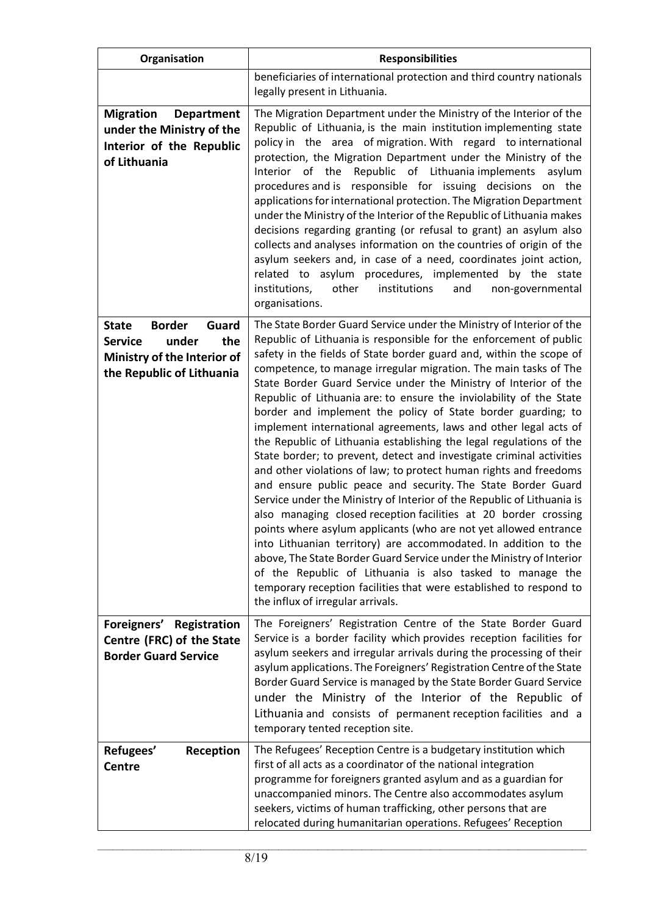| Organisation | Responsibilities |
| --- | --- |
| | beneficiaries of international protection and third country nationals legally present in Lithuania. |
| **Migration Department under the Ministry of the Interior of the Republic of Lithuania** | The Migration Department under the Ministry of the Interior of the Republic of Lithuania, is the main institution implementing state policy in the area of migration. With regard to international protection, the Migration Department under the Ministry of the Interior of the Republic of Lithuania implements asylum procedures and is responsible for issuing decisions on the applications for international protection. The Migration Department under the Ministry of the Interior of the Republic of Lithuania makes decisions regarding granting (or refusal to grant) an asylum also collects and analyses information on the countries of origin of the asylum seekers and, in case of a need, coordinates joint action, related to asylum procedures, implemented by the state institutions, other institutions and non-governmental organisations. |
| **State Border Guard Service under the Ministry of the Interior of the Republic of Lithuania** | The State Border Guard Service under the Ministry of Interior of the Republic of Lithuania is responsible for the enforcement of public safety in the fields of State border guard and, within the scope of competence, to manage irregular migration. The main tasks of The State Border Guard Service under the Ministry of Interior of the Republic of Lithuania are: to ensure the inviolability of the State border and implement the policy of State border guarding; to implement international agreements, laws and other legal acts of the Republic of Lithuania establishing the legal regulations of the State border; to prevent, detect and investigate criminal activities and other violations of law; to protect human rights and freedoms and ensure public peace and security. The State Border Guard Service under the Ministry of Interior of the Republic of Lithuania is also managing closed reception facilities at 20 border crossing points where asylum applicants (who are not yet allowed entrance into Lithuanian territory) are accommodated. In addition to the above, The State Border Guard Service under the Ministry of Interior of the Republic of Lithuania is also tasked to manage the temporary reception facilities that were established to respond to the influx of irregular arrivals. |
| **Foreigners' Registration Centre (FRC) of the State Border Guard Service** | The Foreigners' Registration Centre of the State Border Guard Service is a border facility which provides reception facilities for asylum seekers and irregular arrivals during the processing of their asylum applications. The Foreigners' Registration Centre of the State Border Guard Service is managed by the State Border Guard Service under the Ministry of the Interior of the Republic of Lithuania and consists of permanent reception facilities and a temporary tented reception site. |
| **Refugees' Reception Centre** | The Refugees' Reception Centre is a budgetary institution which first of all acts as a coordinator of the national integration programme for foreigners granted asylum and as a guardian for unaccompanied minors. The Centre also accommodates asylum seekers, victims of human trafficking, other persons that are relocated during humanitarian operations. Refugees' Reception |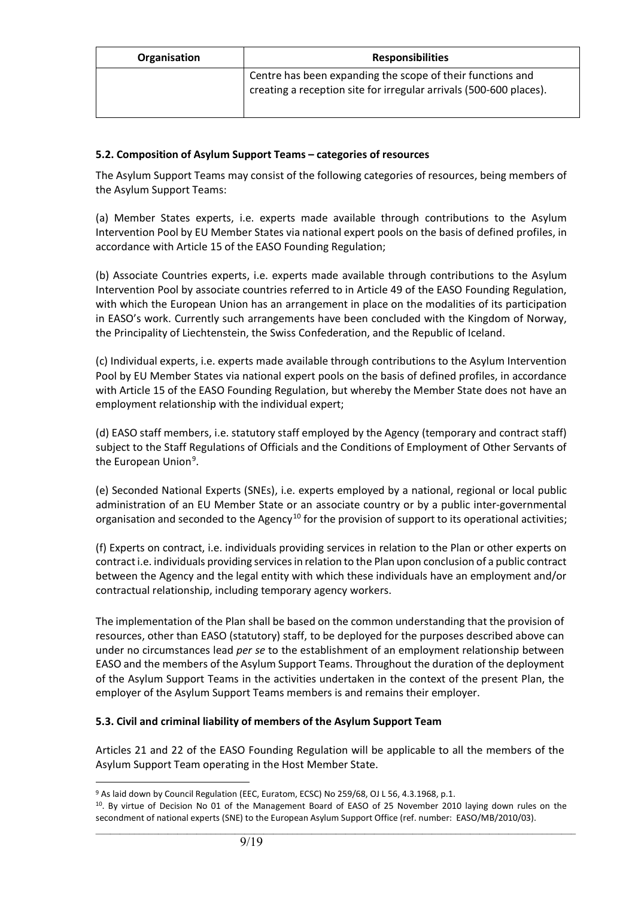| Organisation | Responsibilities |
| --- | --- |
| | Centre has been expanding the scope of their functions and creating a reception site for irregular arrivals (500-600 places). |

### 5.2. Composition of Asylum Support Teams – categories of resources

The Asylum Support Teams may consist of the following categories of resources, being members of the Asylum Support Teams:

(a) Member States experts, i.e. experts made available through contributions to the Asylum Intervention Pool by EU Member States via national expert pools on the basis of defined profiles, in accordance with Article 15 of the EASO Founding Regulation;

(b) Associate Countries experts, i.e. experts made available through contributions to the Asylum Intervention Pool by associate countries referred to in Article 49 of the EASO Founding Regulation, with which the European Union has an arrangement in place on the modalities of its participation in EASO's work. Currently such arrangements have been concluded with the Kingdom of Norway, the Principality of Liechtenstein, the Swiss Confederation, and the Republic of Iceland.

(c) Individual experts, i.e. experts made available through contributions to the Asylum Intervention Pool by EU Member States via national expert pools on the basis of defined profiles, in accordance with Article 15 of the EASO Founding Regulation, but whereby the Member State does not have an employment relationship with the individual expert;

(d) EASO staff members, i.e. statutory staff employed by the Agency (temporary and contract staff) subject to the Staff Regulations of Officials and the Conditions of Employment of Other Servants of the European Union[9].

(e) Seconded National Experts (SNEs), i.e. experts employed by a national, regional or local public administration of an EU Member State or an associate country or by a public inter-governmental organisation and seconded to the Agency[10] for the provision of support to its operational activities;

(f) Experts on contract, i.e. individuals providing services in relation to the Plan or other experts on contract i.e. individuals providing services in relation to the Plan upon conclusion of a public contract between the Agency and the legal entity with which these individuals have an employment and/or contractual relationship, including temporary agency workers.

The implementation of the Plan shall be based on the common understanding that the provision of resources, other than EASO (statutory) staff, to be deployed for the purposes described above can under no circumstances lead *per se* to the establishment of an employment relationship between EASO and the members of the Asylum Support Teams. Throughout the duration of the deployment of the Asylum Support Teams in the activities undertaken in the context of the present Plan, the employer of the Asylum Support Teams members is and remains their employer.

### 5.3. Civil and criminal liability of members of the Asylum Support Team

Articles 21 and 22 of the EASO Founding Regulation will be applicable to all the members of the Asylum Support Team operating in the Host Member State.

---

[9] As laid down by Council Regulation (EEC, Euratom, ECSC) No 259/68, OJ L 56, 4.3.1968, p.1.

[10]. By virtue of Decision No 01 of the Management Board of EASO of 25 November 2010 laying down rules on the secondment of national experts (SNE) to the European Asylum Support Office (ref. number: EASO/MB/2010/03).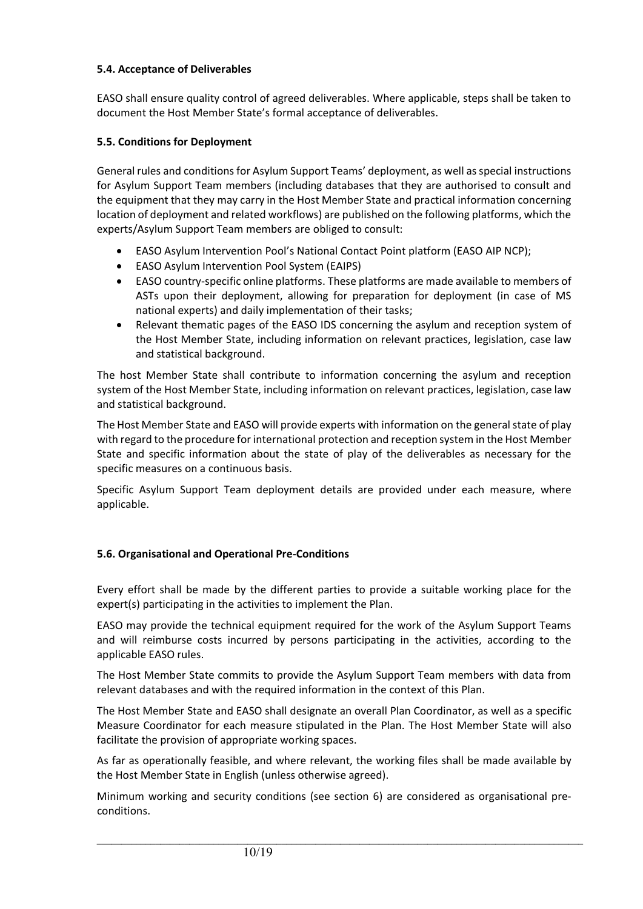### 5.4. Acceptance of Deliverables

EASO shall ensure quality control of agreed deliverables. Where applicable, steps shall be taken to document the Host Member State's formal acceptance of deliverables.

### 5.5. Conditions for Deployment

General rules and conditions for Asylum Support Teams' deployment, as well as special instructions for Asylum Support Team members (including databases that they are authorised to consult and the equipment that they may carry in the Host Member State and practical information concerning location of deployment and related workflows) are published on the following platforms, which the experts/Asylum Support Team members are obliged to consult:

- EASO Asylum Intervention Pool's National Contact Point platform (EASO AIP NCP);
- EASO Asylum Intervention Pool System (EAIPS)
- EASO country-specific online platforms. These platforms are made available to members of ASTs upon their deployment, allowing for preparation for deployment (in case of MS national experts) and daily implementation of their tasks;
- Relevant thematic pages of the EASO IDS concerning the asylum and reception system of the Host Member State, including information on relevant practices, legislation, case law and statistical background.

The host Member State shall contribute to information concerning the asylum and reception system of the Host Member State, including information on relevant practices, legislation, case law and statistical background.

The Host Member State and EASO will provide experts with information on the general state of play with regard to the procedure for international protection and reception system in the Host Member State and specific information about the state of play of the deliverables as necessary for the specific measures on a continuous basis.

Specific Asylum Support Team deployment details are provided under each measure, where applicable.

### 5.6. Organisational and Operational Pre-Conditions

Every effort shall be made by the different parties to provide a suitable working place for the expert(s) participating in the activities to implement the Plan.

EASO may provide the technical equipment required for the work of the Asylum Support Teams and will reimburse costs incurred by persons participating in the activities, according to the applicable EASO rules.

The Host Member State commits to provide the Asylum Support Team members with data from relevant databases and with the required information in the context of this Plan.

The Host Member State and EASO shall designate an overall Plan Coordinator, as well as a specific Measure Coordinator for each measure stipulated in the Plan. The Host Member State will also facilitate the provision of appropriate working spaces.

As far as operationally feasible, and where relevant, the working files shall be made available by the Host Member State in English (unless otherwise agreed).

Minimum working and security conditions (see section 6) are considered as organisational pre-conditions.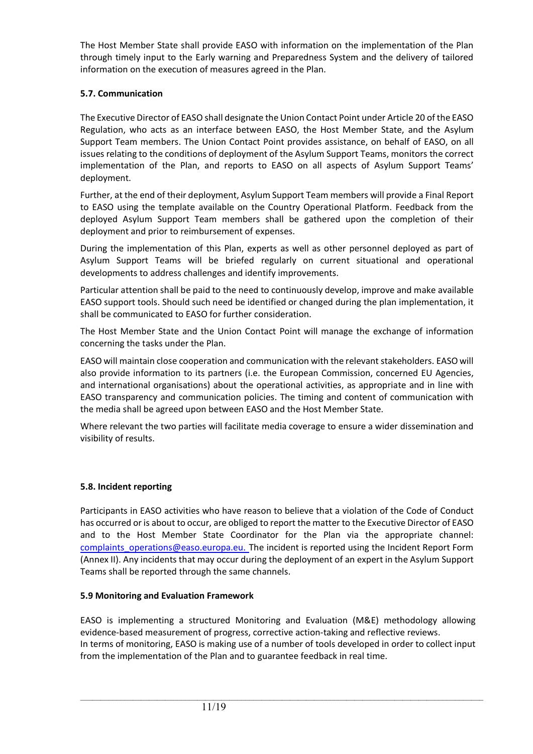The Host Member State shall provide EASO with information on the implementation of the Plan through timely input to the Early warning and Preparedness System and the delivery of tailored information on the execution of measures agreed in the Plan.

### 5.7. Communication

The Executive Director of EASO shall designate the Union Contact Point under Article 20 of the EASO Regulation, who acts as an interface between EASO, the Host Member State, and the Asylum Support Team members. The Union Contact Point provides assistance, on behalf of EASO, on all issues relating to the conditions of deployment of the Asylum Support Teams, monitors the correct implementation of the Plan, and reports to EASO on all aspects of Asylum Support Teams' deployment.

Further, at the end of their deployment, Asylum Support Team members will provide a Final Report to EASO using the template available on the Country Operational Platform. Feedback from the deployed Asylum Support Team members shall be gathered upon the completion of their deployment and prior to reimbursement of expenses.

During the implementation of this Plan, experts as well as other personnel deployed as part of Asylum Support Teams will be briefed regularly on current situational and operational developments to address challenges and identify improvements.

Particular attention shall be paid to the need to continuously develop, improve and make available EASO support tools. Should such need be identified or changed during the plan implementation, it shall be communicated to EASO for further consideration.

The Host Member State and the Union Contact Point will manage the exchange of information concerning the tasks under the Plan.

EASO will maintain close cooperation and communication with the relevant stakeholders. EASO will also provide information to its partners (i.e. the European Commission, concerned EU Agencies, and international organisations) about the operational activities, as appropriate and in line with EASO transparency and communication policies. The timing and content of communication with the media shall be agreed upon between EASO and the Host Member State.

Where relevant the two parties will facilitate media coverage to ensure a wider dissemination and visibility of results.

### 5.8. Incident reporting

Participants in EASO activities who have reason to believe that a violation of the Code of Conduct has occurred or is about to occur, are obliged to report the matter to the Executive Director of EASO and to the Host Member State Coordinator for the Plan via the appropriate channel: complaints_operations@easo.europa.eu. The incident is reported using the Incident Report Form (Annex II). Any incidents that may occur during the deployment of an expert in the Asylum Support Teams shall be reported through the same channels.

### 5.9 Monitoring and Evaluation Framework

EASO is implementing a structured Monitoring and Evaluation (M&E) methodology allowing evidence-based measurement of progress, corrective action-taking and reflective reviews.
In terms of monitoring, EASO is making use of a number of tools developed in order to collect input from the implementation of the Plan and to guarantee feedback in real time.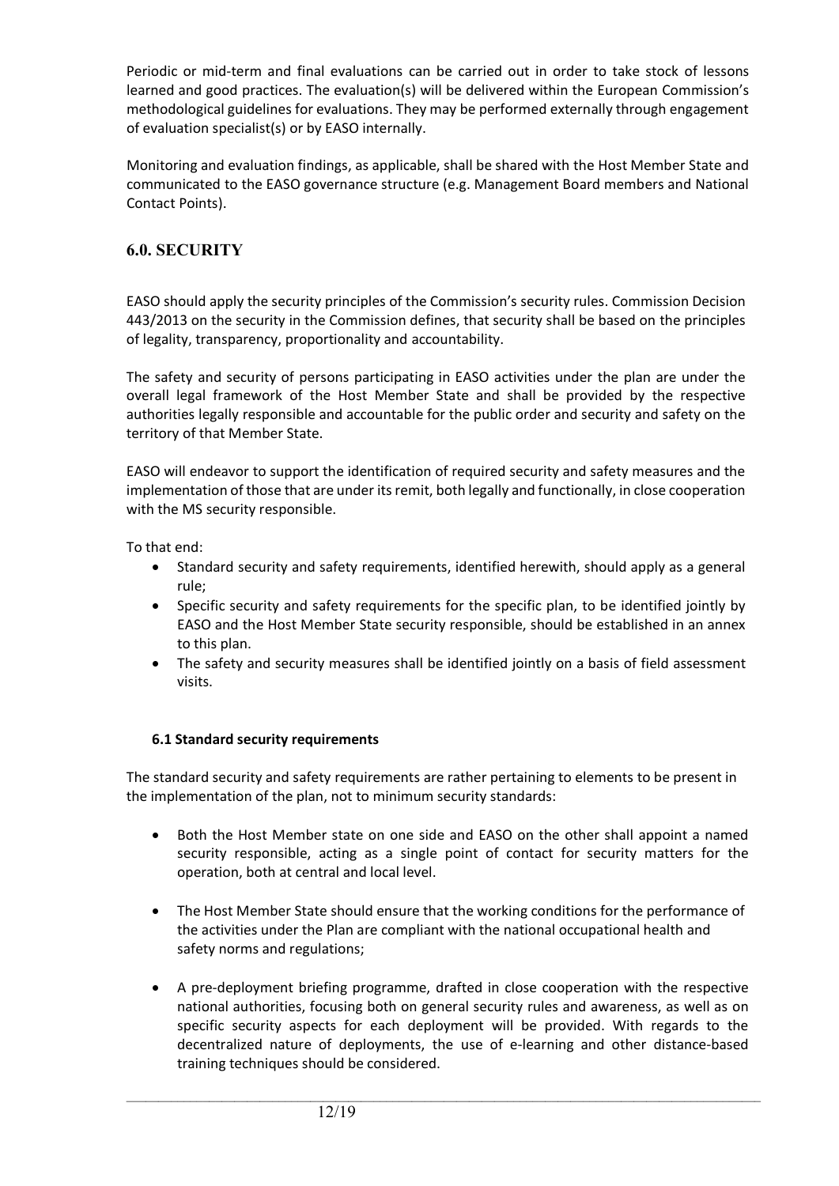Periodic or mid-term and final evaluations can be carried out in order to take stock of lessons learned and good practices. The evaluation(s) will be delivered within the European Commission's methodological guidelines for evaluations. They may be performed externally through engagement of evaluation specialist(s) or by EASO internally.

Monitoring and evaluation findings, as applicable, shall be shared with the Host Member State and communicated to the EASO governance structure (e.g. Management Board members and National Contact Points).

## 6.0. SECURITY

EASO should apply the security principles of the Commission's security rules. Commission Decision 443/2013 on the security in the Commission defines, that security shall be based on the principles of legality, transparency, proportionality and accountability.

The safety and security of persons participating in EASO activities under the plan are under the overall legal framework of the Host Member State and shall be provided by the respective authorities legally responsible and accountable for the public order and security and safety on the territory of that Member State.

EASO will endeavor to support the identification of required security and safety measures and the implementation of those that are under its remit, both legally and functionally, in close cooperation with the MS security responsible.

To that end:

- Standard security and safety requirements, identified herewith, should apply as a general rule;
- Specific security and safety requirements for the specific plan, to be identified jointly by EASO and the Host Member State security responsible, should be established in an annex to this plan.
- The safety and security measures shall be identified jointly on a basis of field assessment visits.

### 6.1 Standard security requirements

The standard security and safety requirements are rather pertaining to elements to be present in the implementation of the plan, not to minimum security standards:

- Both the Host Member state on one side and EASO on the other shall appoint a named security responsible, acting as a single point of contact for security matters for the operation, both at central and local level.

- The Host Member State should ensure that the working conditions for the performance of the activities under the Plan are compliant with the national occupational health and safety norms and regulations;

- A pre-deployment briefing programme, drafted in close cooperation with the respective national authorities, focusing both on general security rules and awareness, as well as on specific security aspects for each deployment will be provided. With regards to the decentralized nature of deployments, the use of e-learning and other distance-based training techniques should be considered.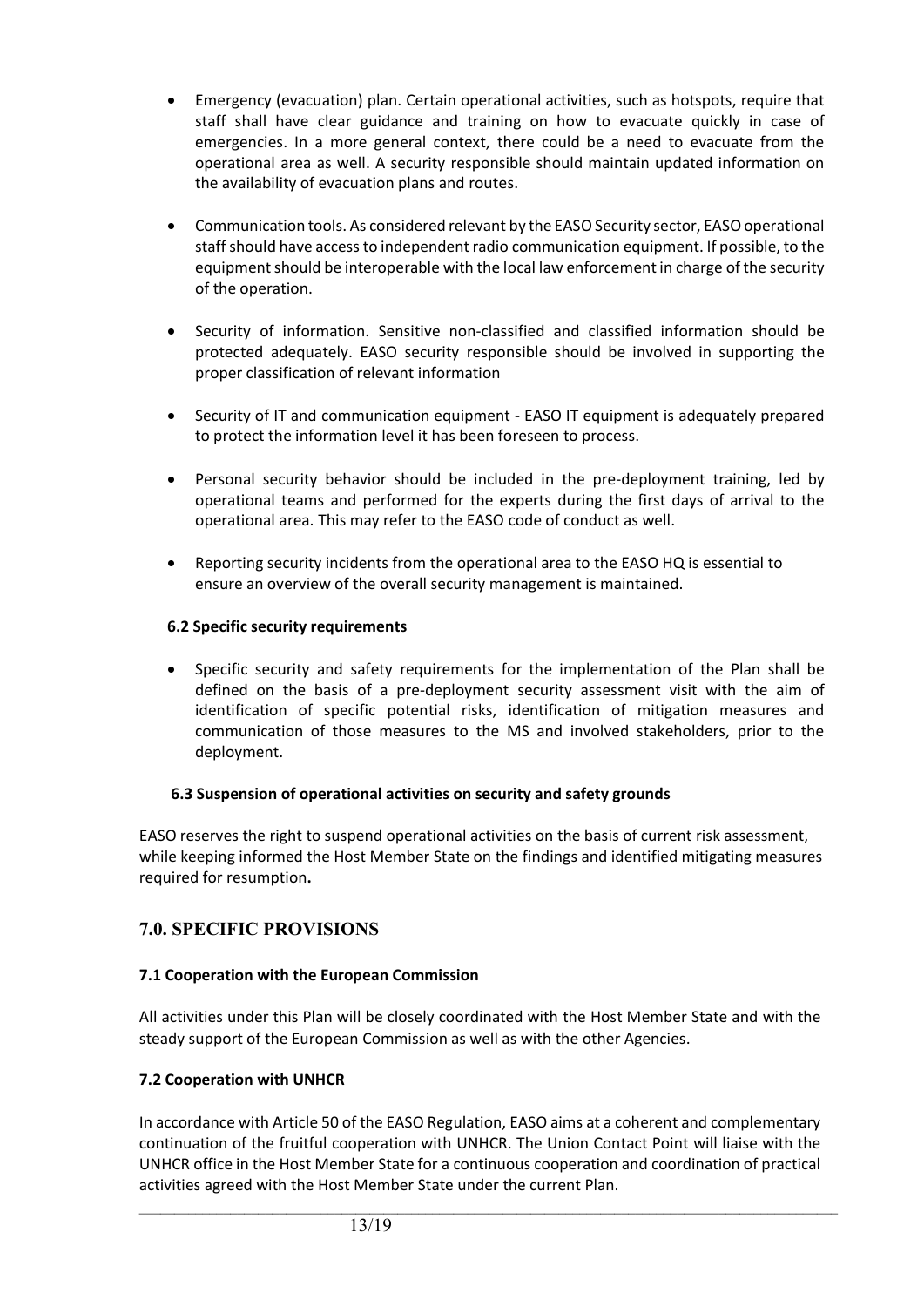- Emergency (evacuation) plan. Certain operational activities, such as hotspots, require that staff shall have clear guidance and training on how to evacuate quickly in case of emergencies. In a more general context, there could be a need to evacuate from the operational area as well. A security responsible should maintain updated information on the availability of evacuation plans and routes.

- Communication tools. As considered relevant by the EASO Security sector, EASO operational staff should have access to independent radio communication equipment. If possible, to the equipment should be interoperable with the local law enforcement in charge of the security of the operation.

- Security of information. Sensitive non-classified and classified information should be protected adequately. EASO security responsible should be involved in supporting the proper classification of relevant information

- Security of IT and communication equipment - EASO IT equipment is adequately prepared to protect the information level it has been foreseen to process.

- Personal security behavior should be included in the pre-deployment training, led by operational teams and performed for the experts during the first days of arrival to the operational area. This may refer to the EASO code of conduct as well.

- Reporting security incidents from the operational area to the EASO HQ is essential to ensure an overview of the overall security management is maintained.

### 6.2 Specific security requirements

- Specific security and safety requirements for the implementation of the Plan shall be defined on the basis of a pre-deployment security assessment visit with the aim of identification of specific potential risks, identification of mitigation measures and communication of those measures to the MS and involved stakeholders, prior to the deployment.

### 6.3 Suspension of operational activities on security and safety grounds

EASO reserves the right to suspend operational activities on the basis of current risk assessment, while keeping informed the Host Member State on the findings and identified mitigating measures required for resumption**.**

## 7.0. SPECIFIC PROVISIONS

### 7.1 Cooperation with the European Commission

All activities under this Plan will be closely coordinated with the Host Member State and with the steady support of the European Commission as well as with the other Agencies.

### 7.2 Cooperation with UNHCR

In accordance with Article 50 of the EASO Regulation, EASO aims at a coherent and complementary continuation of the fruitful cooperation with UNHCR. The Union Contact Point will liaise with the UNHCR office in the Host Member State for a continuous cooperation and coordination of practical activities agreed with the Host Member State under the current Plan.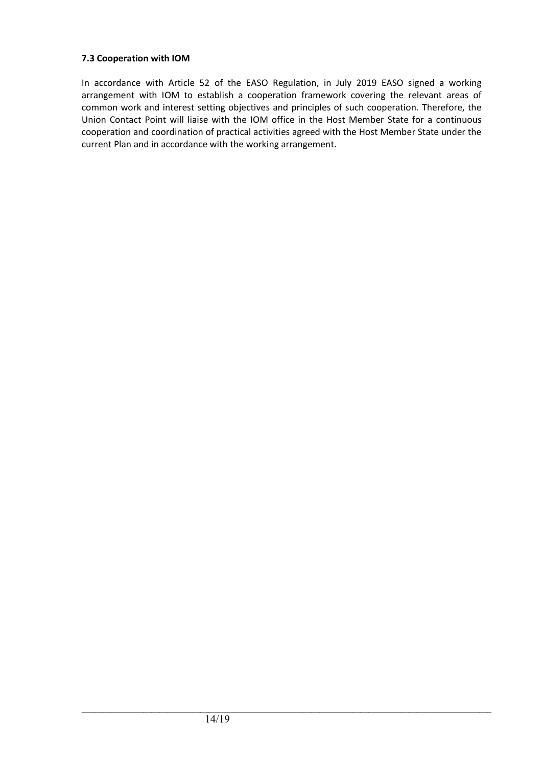### 7.3 Cooperation with IOM

In accordance with Article 52 of the EASO Regulation, in July 2019 EASO signed a working arrangement with IOM to establish a cooperation framework covering the relevant areas of common work and interest setting objectives and principles of such cooperation. Therefore, the Union Contact Point will liaise with the IOM office in the Host Member State for a continuous cooperation and coordination of practical activities agreed with the Host Member State under the current Plan and in accordance with the working arrangement.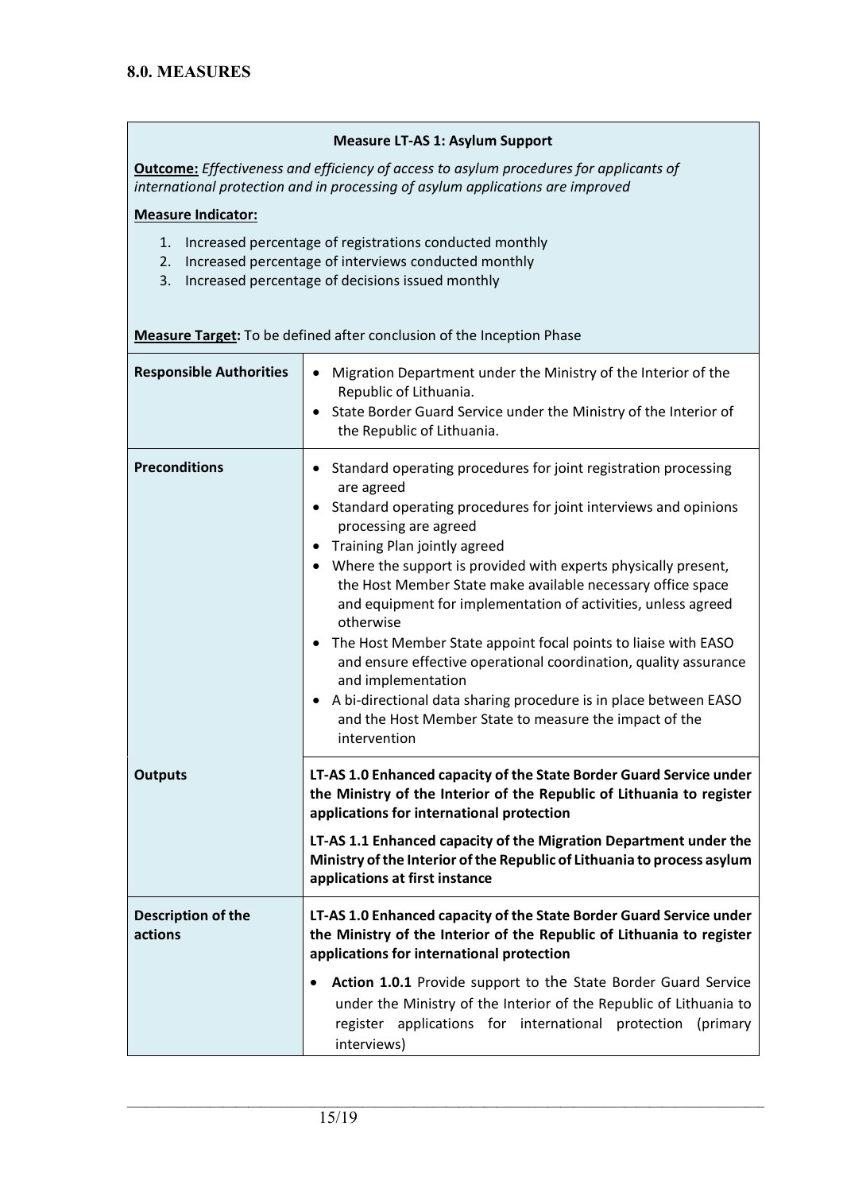## 8.0. MEASURES

| **Measure LT-AS 1: Asylum Support** | |
|---|---|
| **Outcome:** *Effectiveness and efficiency of access to asylum procedures for applicants of international protection and in processing of asylum applications are improved*<br><br>**Measure Indicator:**<br>1. Increased percentage of registrations conducted monthly<br>2. Increased percentage of interviews conducted monthly<br>3. Increased percentage of decisions issued monthly<br><br>**Measure Target:** To be defined after conclusion of the Inception Phase | |
| **Responsible Authorities** | • Migration Department under the Ministry of the Interior of the Republic of Lithuania.<br>• State Border Guard Service under the Ministry of the Interior of the Republic of Lithuania. |
| **Preconditions** | • Standard operating procedures for joint registration processing are agreed<br>• Standard operating procedures for joint interviews and opinions processing are agreed<br>• Training Plan jointly agreed<br>• Where the support is provided with experts physically present, the Host Member State make available necessary office space and equipment for implementation of activities, unless agreed otherwise<br>• The Host Member State appoint focal points to liaise with EASO and ensure effective operational coordination, quality assurance and implementation<br>• A bi-directional data sharing procedure is in place between EASO and the Host Member State to measure the impact of the intervention |
| **Outputs** | **LT-AS 1.0 Enhanced capacity of the State Border Guard Service under the Ministry of the Interior of the Republic of Lithuania to register applications for international protection**<br><br>**LT-AS 1.1 Enhanced capacity of the Migration Department under the Ministry of the Interior of the Republic of Lithuania to process asylum applications at first instance** |
| **Description of the actions** | **LT-AS 1.0 Enhanced capacity of the State Border Guard Service under the Ministry of the Interior of the Republic of Lithuania to register applications for international protection**<br><br>• **Action 1.0.1** Provide support to the State Border Guard Service under the Ministry of the Interior of the Republic of Lithuania to register applications for international protection (primary interviews) |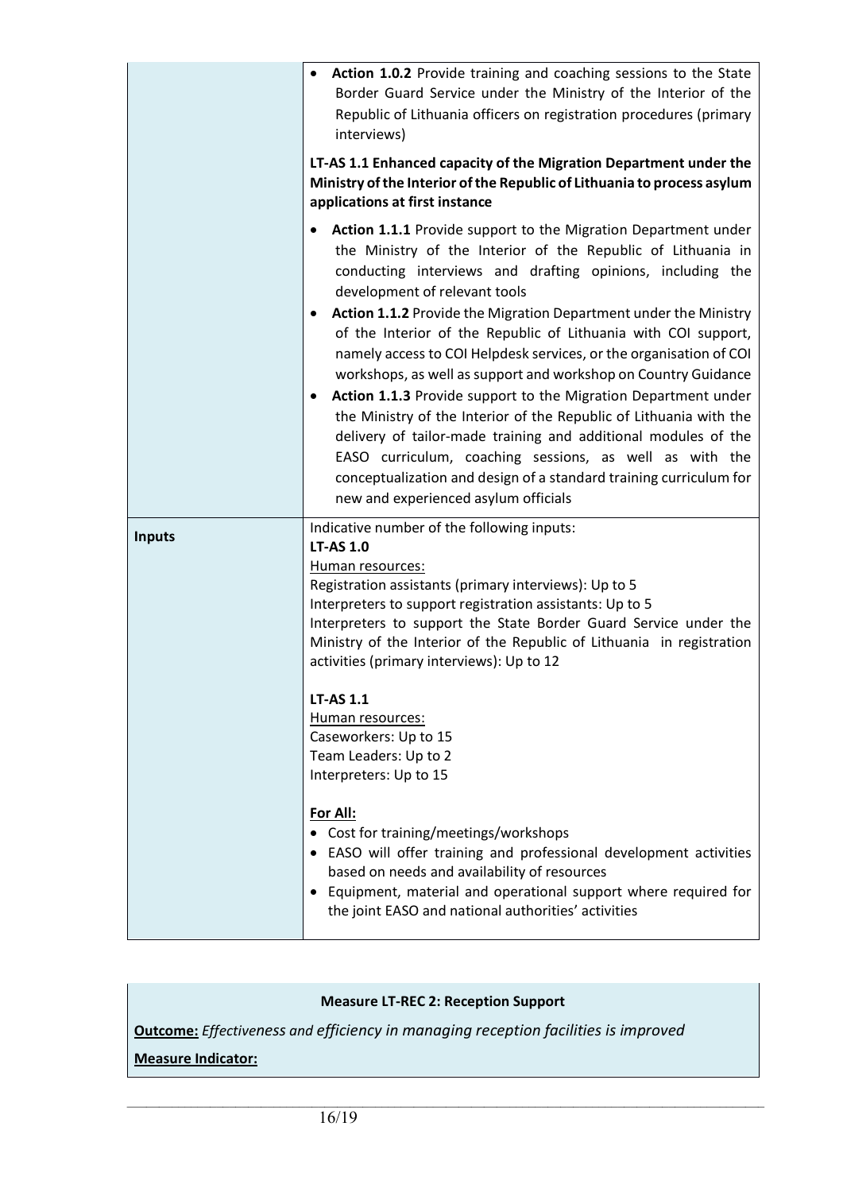| | |
|---|---|
| | • **Action 1.0.2** Provide training and coaching sessions to the State Border Guard Service under the Ministry of the Interior of the Republic of Lithuania officers on registration procedures (primary interviews)<br><br>**LT-AS 1.1 Enhanced capacity of the Migration Department under the Ministry of the Interior of the Republic of Lithuania to process asylum applications at first instance**<br><br>• **Action 1.1.1** Provide support to the Migration Department under the Ministry of the Interior of the Republic of Lithuania in conducting interviews and drafting opinions, including the development of relevant tools<br>• **Action 1.1.2** Provide the Migration Department under the Ministry of the Interior of the Republic of Lithuania with COI support, namely access to COI Helpdesk services, or the organisation of COI workshops, as well as support and workshop on Country Guidance<br>• **Action 1.1.3** Provide support to the Migration Department under the Ministry of the Interior of the Republic of Lithuania with the delivery of tailor-made training and additional modules of the EASO curriculum, coaching sessions, as well as with the conceptualization and design of a standard training curriculum for new and experienced asylum officials |
| **Inputs** | Indicative number of the following inputs:<br>**LT-AS 1.0**<br>Human resources:<br>Registration assistants (primary interviews): Up to 5<br>Interpreters to support registration assistants: Up to 5<br>Interpreters to support the State Border Guard Service under the Ministry of the Interior of the Republic of Lithuania in registration activities (primary interviews): Up to 12<br><br>**LT-AS 1.1**<br>Human resources:<br>Caseworkers: Up to 15<br>Team Leaders: Up to 2<br>Interpreters: Up to 15<br><br>**For All:**<br>• Cost for training/meetings/workshops<br>• EASO will offer training and professional development activities based on needs and availability of resources<br>• Equipment, material and operational support where required for the joint EASO and national authorities' activities |

**Measure LT-REC 2: Reception Support**

**Outcome:** *Effectiveness and efficiency in managing reception facilities is improved*

**Measure Indicator:**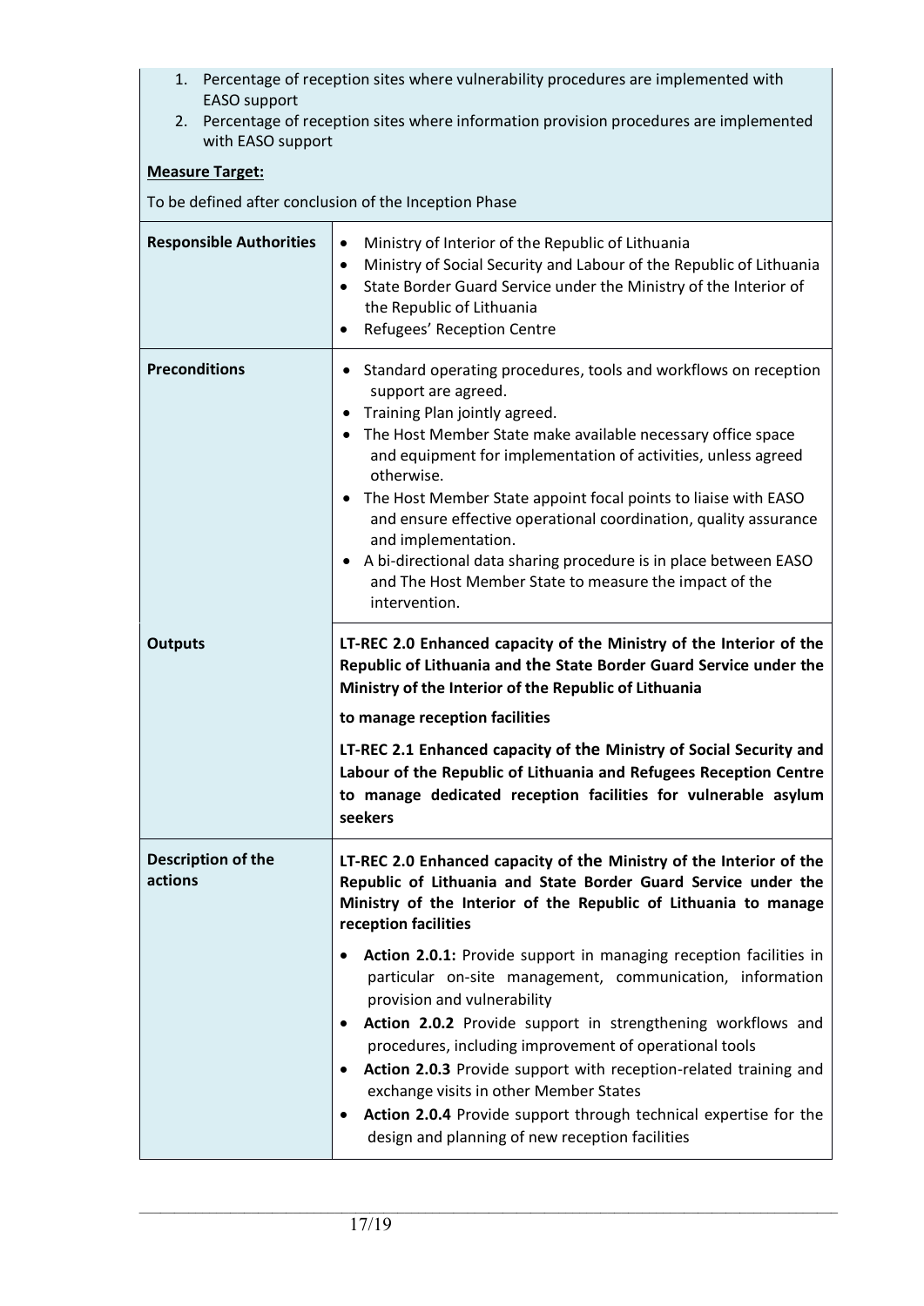1. Percentage of reception sites where vulnerability procedures are implemented with EASO support
2. Percentage of reception sites where information provision procedures are implemented with EASO support

**Measure Target:**

To be defined after conclusion of the Inception Phase

| | |
|---|---|
| **Responsible Authorities** | • Ministry of Interior of the Republic of Lithuania<br>• Ministry of Social Security and Labour of the Republic of Lithuania<br>• State Border Guard Service under the Ministry of the Interior of the Republic of Lithuania<br>• Refugees' Reception Centre |
| **Preconditions** | • Standard operating procedures, tools and workflows on reception support are agreed.<br>• Training Plan jointly agreed.<br>• The Host Member State make available necessary office space and equipment for implementation of activities, unless agreed otherwise.<br>• The Host Member State appoint focal points to liaise with EASO and ensure effective operational coordination, quality assurance and implementation.<br>• A bi-directional data sharing procedure is in place between EASO and The Host Member State to measure the impact of the intervention. |
| **Outputs** | **LT-REC 2.0 Enhanced capacity of the Ministry of the Interior of the Republic of Lithuania and the State Border Guard Service under the Ministry of the Interior of the Republic of Lithuania**<br>**to manage reception facilities**<br>**LT-REC 2.1 Enhanced capacity of the Ministry of Social Security and Labour of the Republic of Lithuania and Refugees Reception Centre to manage dedicated reception facilities for vulnerable asylum seekers** |
| **Description of the actions** | **LT-REC 2.0 Enhanced capacity of the Ministry of the Interior of the Republic of Lithuania and State Border Guard Service under the Ministry of the Interior of the Republic of Lithuania to manage reception facilities**<br>• **Action 2.0.1:** Provide support in managing reception facilities in particular on-site management, communication, information provision and vulnerability<br>• **Action 2.0.2** Provide support in strengthening workflows and procedures, including improvement of operational tools<br>• **Action 2.0.3** Provide support with reception-related training and exchange visits in other Member States<br>• **Action 2.0.4** Provide support through technical expertise for the design and planning of new reception facilities |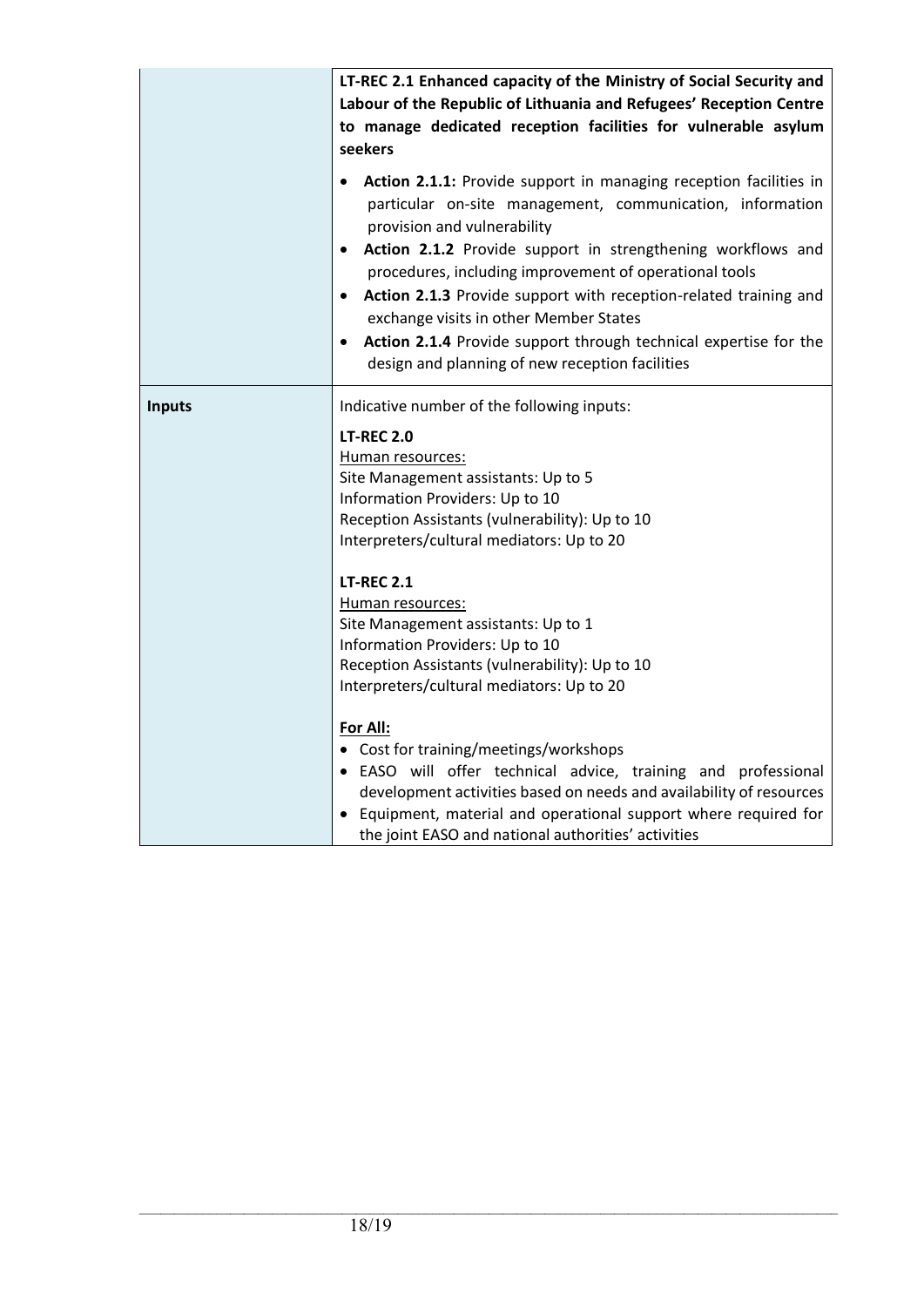| | |
|---|---|
| | **LT-REC 2.1 Enhanced capacity of the Ministry of Social Security and Labour of the Republic of Lithuania and Refugees' Reception Centre to manage dedicated reception facilities for vulnerable asylum seekers**<br><br>• **Action 2.1.1:** Provide support in managing reception facilities in particular on-site management, communication, information provision and vulnerability<br>• **Action 2.1.2** Provide support in strengthening workflows and procedures, including improvement of operational tools<br>• **Action 2.1.3** Provide support with reception-related training and exchange visits in other Member States<br>• **Action 2.1.4** Provide support through technical expertise for the design and planning of new reception facilities |
| **Inputs** | Indicative number of the following inputs:<br><br>**LT-REC 2.0**<br>Human resources:<br>Site Management assistants: Up to 5<br>Information Providers: Up to 10<br>Reception Assistants (vulnerability): Up to 10<br>Interpreters/cultural mediators: Up to 20<br><br>**LT-REC 2.1**<br>Human resources:<br>Site Management assistants: Up to 1<br>Information Providers: Up to 10<br>Reception Assistants (vulnerability): Up to 10<br>Interpreters/cultural mediators: Up to 20<br><br>**For All:**<br>• Cost for training/meetings/workshops<br>• EASO will offer technical advice, training and professional development activities based on needs and availability of resources<br>• Equipment, material and operational support where required for the joint EASO and national authorities' activities |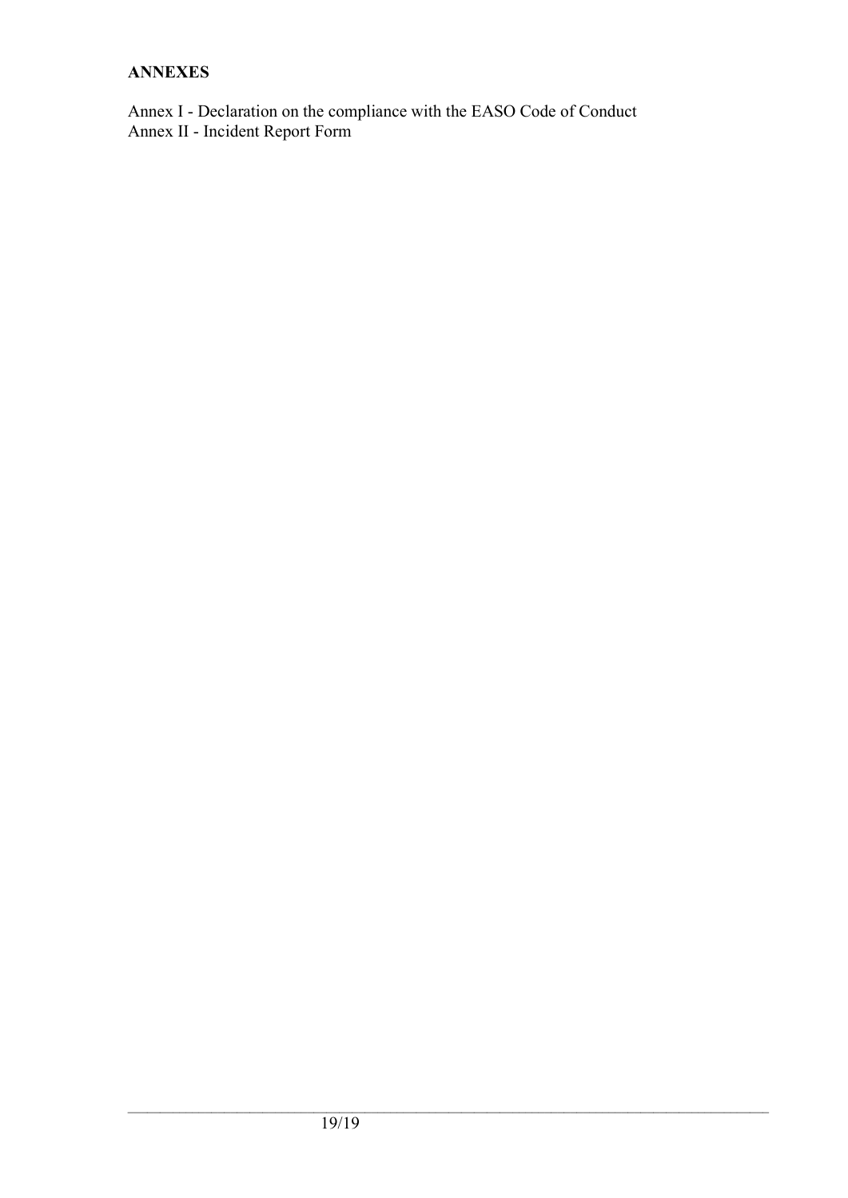**ANNEXES**

Annex I - Declaration on the compliance with the EASO Code of Conduct
Annex II - Incident Report Form